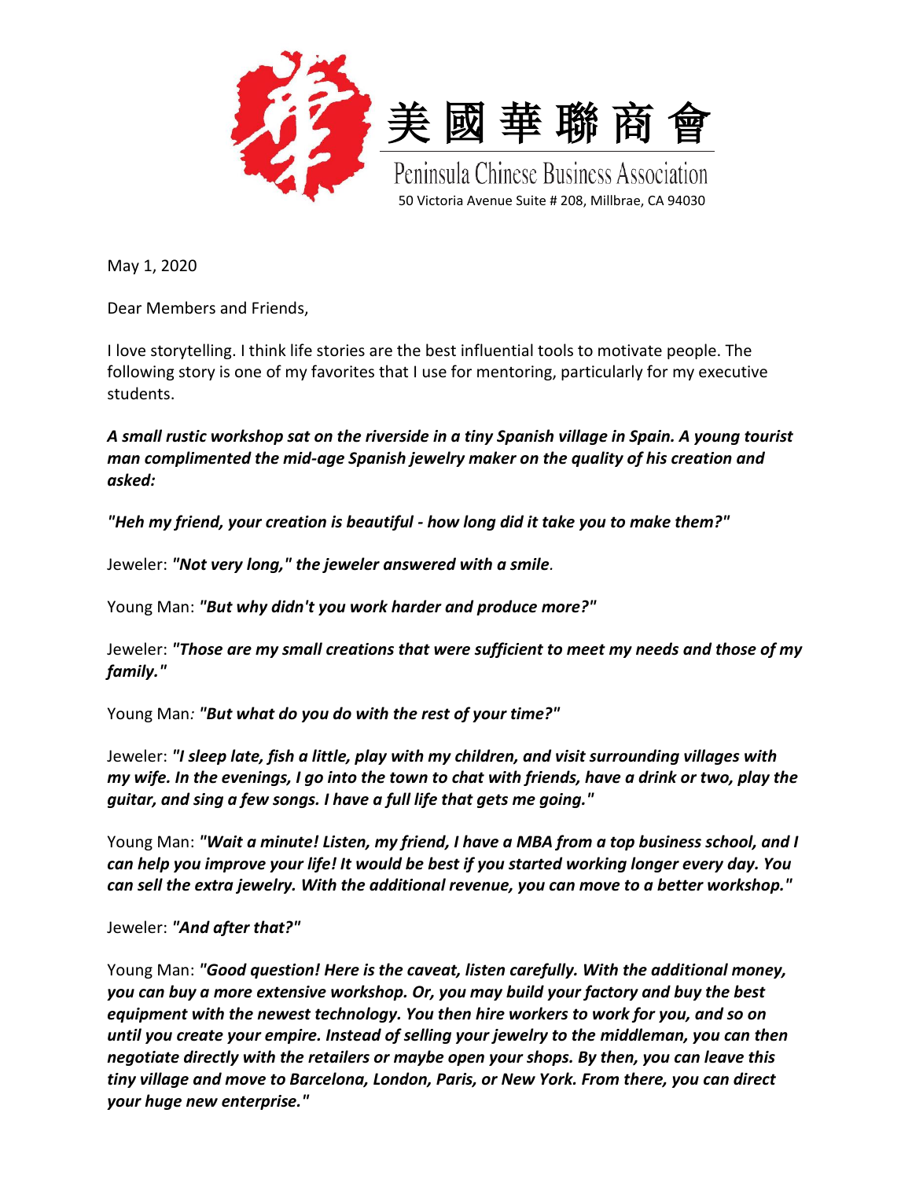美國華聯商會

Peninsula Chinese Business Association

50 Victoria Avenue Suite # 208, Millbrae, CA 94030

May 1, 2020

Dear Members and Friends,

I love storytelling. I think life stories are the best influential tools to motivate people. The following story is one of my favorites that I use for mentoring, particularly for my executive students.

***A small rustic workshop sat on the riverside in a tiny Spanish village in Spain. A young tourist man complimented the mid-age Spanish jewelry maker on the quality of his creation and asked:***

***"Heh my friend, your creation is beautiful - how long did it take you to make them?"***

Jeweler: ***"Not very long," the jeweler answered with a smile**.*

Young Man: ***"But why didn't you work harder and produce more?"***

Jeweler: ***"Those are my small creations that were sufficient to meet my needs and those of my family."***

Young Man*:* ***"But what do you do with the rest of your time?"***

Jeweler: ***"I sleep late, fish a little, play with my children, and visit surrounding villages with my wife. In the evenings, I go into the town to chat with friends, have a drink or two, play the guitar, and sing a few songs. I have a full life that gets me going."***

Young Man: ***"Wait a minute! Listen, my friend, I have a MBA from a top business school, and I can help you improve your life! It would be best if you started working longer every day. You can sell the extra jewelry. With the additional revenue, you can move to a better workshop."***

Jeweler: ***"And after that?"***

Young Man: ***"Good question! Here is the caveat, listen carefully. With the additional money, you can buy a more extensive workshop. Or, you may build your factory and buy the best equipment with the newest technology. You then hire workers to work for you, and so on until you create your empire. Instead of selling your jewelry to the middleman, you can then negotiate directly with the retailers or maybe open your shops. By then, you can leave this tiny village and move to Barcelona, London, Paris, or New York. From there, you can direct your huge new enterprise."***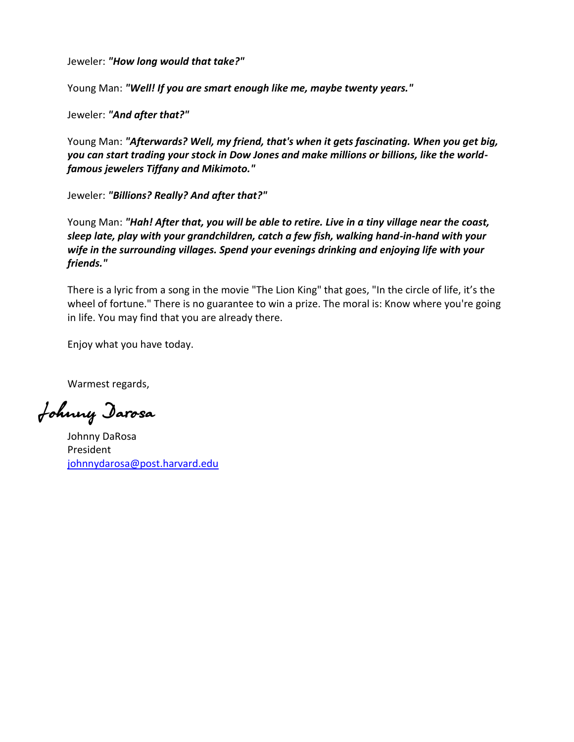Jeweler: ***"How long would that take?"***

Young Man: ***"Well! If you are smart enough like me, maybe twenty years."***

Jeweler: ***"And after that?"***

Young Man: ***"Afterwards? Well, my friend, that's when it gets fascinating. When you get big, you can start trading your stock in Dow Jones and make millions or billions, like the world-famous jewelers Tiffany and Mikimoto."***

Jeweler: ***"Billions? Really? And after that?"***

Young Man: ***"Hah! After that, you will be able to retire. Live in a tiny village near the coast, sleep late, play with your grandchildren, catch a few fish, walking hand-in-hand with your wife in the surrounding villages. Spend your evenings drinking and enjoying life with your friends."***

There is a lyric from a song in the movie "The Lion King" that goes, "In the circle of life, it's the wheel of fortune." There is no guarantee to win a prize. The moral is: Know where you're going in life. You may find that you are already there.

Enjoy what you have today.

Warmest regards,

Johnny Darosa

Johnny DaRosa
President
johnnydarosa@post.harvard.edu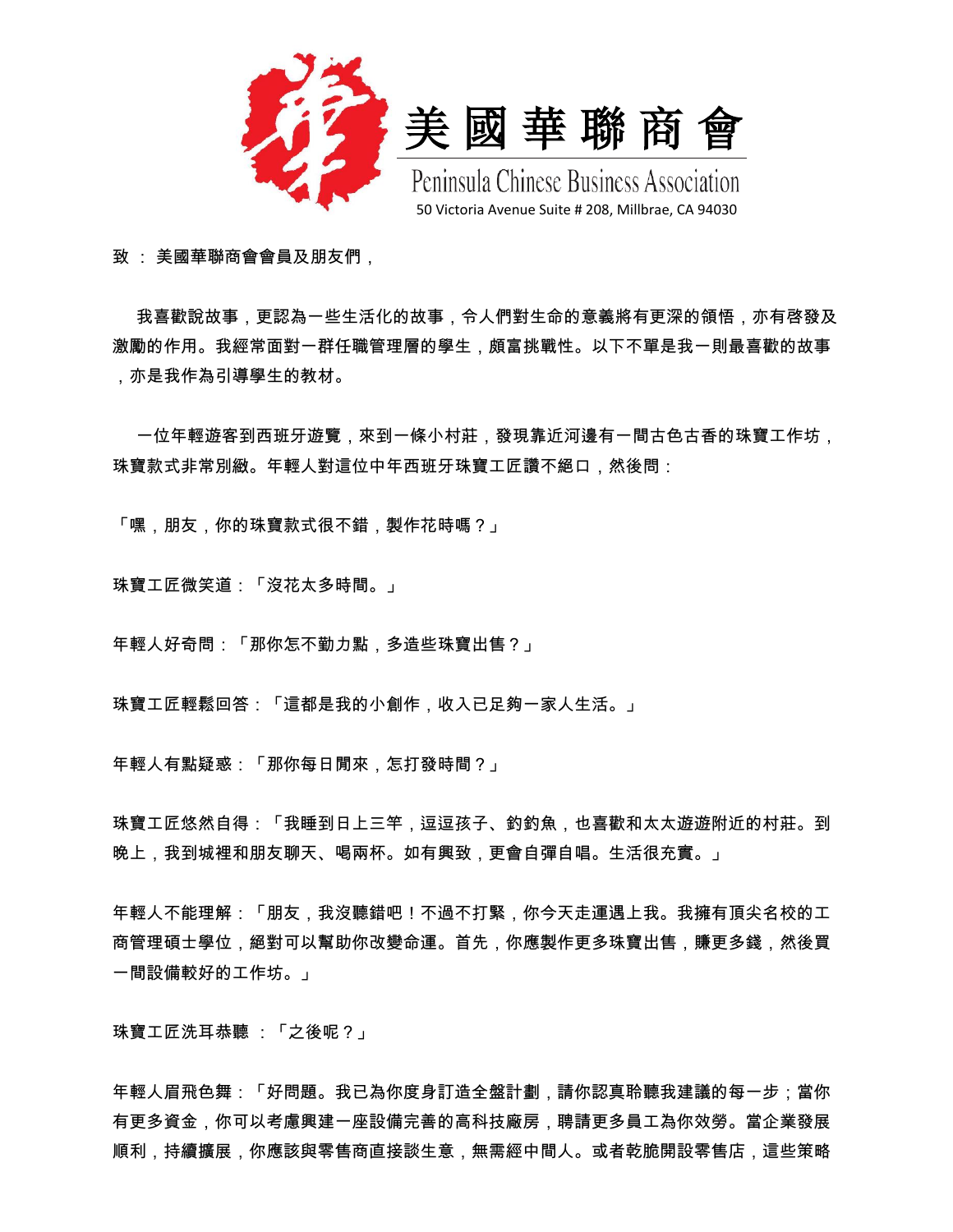# 美國華聯商會

Peninsula Chinese Business Association

50 Victoria Avenue Suite # 208, Millbrae, CA 94030

致 ： 美國華聯商會會員及朋友們，

我喜歡說故事，更認為一些生活化的故事，令人們對生命的意義將有更深的領悟，亦有啓發及激勵的作用。我經常面對一群任職管理層的學生，頗富挑戰性。以下不單是我一則最喜歡的故事，亦是我作為引導學生的教材。

一位年輕遊客到西班牙遊覽，來到一條小村莊，發現靠近河邊有一間古色古香的珠寶工作坊，珠寶款式非常別緻。年輕人對這位中年西班牙珠寶工匠讚不絕口，然後問：

「嘿，朋友，你的珠寶款式很不錯，製作花時嗎？」

珠寶工匠微笑道：「沒花太多時間。」

年輕人好奇問：「那你怎不勤力點，多造些珠寶出售？」

珠寶工匠輕鬆回答：「這都是我的小創作，收入已足夠一家人生活。」

年輕人有點疑惑：「那你每日閒來，怎打發時間？」

珠寶工匠悠然自得：「我睡到日上三竿，逗逗孩子、釣釣魚，也喜歡和太太遊遊附近的村莊。到晚上，我到城裡和朋友聊天、喝兩杯。如有興致，更會自彈自唱。生活很充實。」

年輕人不能理解：「朋友，我沒聽錯吧！不過不打緊，你今天走運遇上我。我擁有頂尖名校的工商管理碩士學位，絕對可以幫助你改變命運。首先，你應製作更多珠寶出售，賺更多錢，然後買一間設備較好的工作坊。」

珠寶工匠洗耳恭聽 ：「之後呢？」

年輕人眉飛色舞：「好問題。我已為你度身訂造全盤計劃，請你認真聆聽我建議的每一步；當你有更多資金，你可以考慮興建一座設備完善的高科技廠房，聘請更多員工為你效勞。當企業發展順利，持續擴展，你應該與零售商直接談生意，無需經中間人。或者乾脆開設零售店，這些策略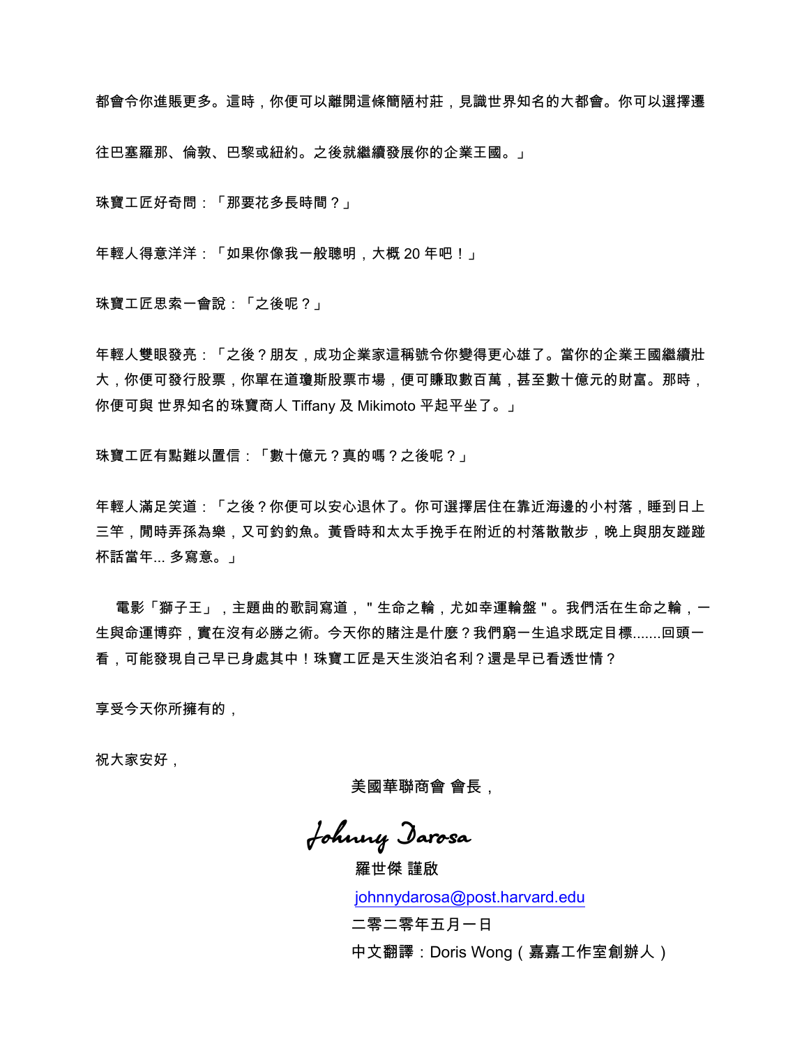都會令你進賬更多。這時，你便可以離開這條簡陋村莊，見識世界知名的大都會。你可以選擇遷往巴塞羅那、倫敦、巴黎或紐約。之後就繼續發展你的企業王國。」

珠寶工匠好奇問：「那要花多長時間？」

年輕人得意洋洋：「如果你像我一般聰明，大概 20 年吧！」

珠寶工匠思索一會說：「之後呢？」

年輕人雙眼發亮：「之後？朋友，成功企業家這稱號令你變得更心雄了。當你的企業王國繼續壯大，你便可發行股票，你單在道瓊斯股票市場，便可賺取數百萬，甚至數十億元的財富。那時，你便可與 世界知名的珠寶商人 Tiffany 及 Mikimoto 平起平坐了。」

珠寶工匠有點難以置信：「數十億元？真的嗎？之後呢？」

年輕人滿足笑道：「之後？你便可以安心退休了。你可選擇居住在靠近海邊的小村落，睡到日上三竿，閒時弄孫為樂，又可釣釣魚。黃昏時和太太手挽手在附近的村落散散步，晚上與朋友蹉蹉杯話當年... 多寫意。」

電影「獅子王」，主題曲的歌詞寫道，＂生命之輪，尤如幸運輪盤＂。我們活在生命之輪，一生與命運博弈，實在沒有必勝之術。今天你的賭注是什麼？我們窮一生追求既定目標.......回頭一看，可能發現自己早已身處其中！珠寶工匠是天生淡泊名利？還是早已看透世情？

享受今天你所擁有的，

祝大家安好，

美國華聯商會 會長，

Johnny Darosa

羅世傑 謹啟

johnnydarosa@post.harvard.edu

二零二零年五月一日

中文翻譯：Doris Wong（嘉嘉工作室創辦人）